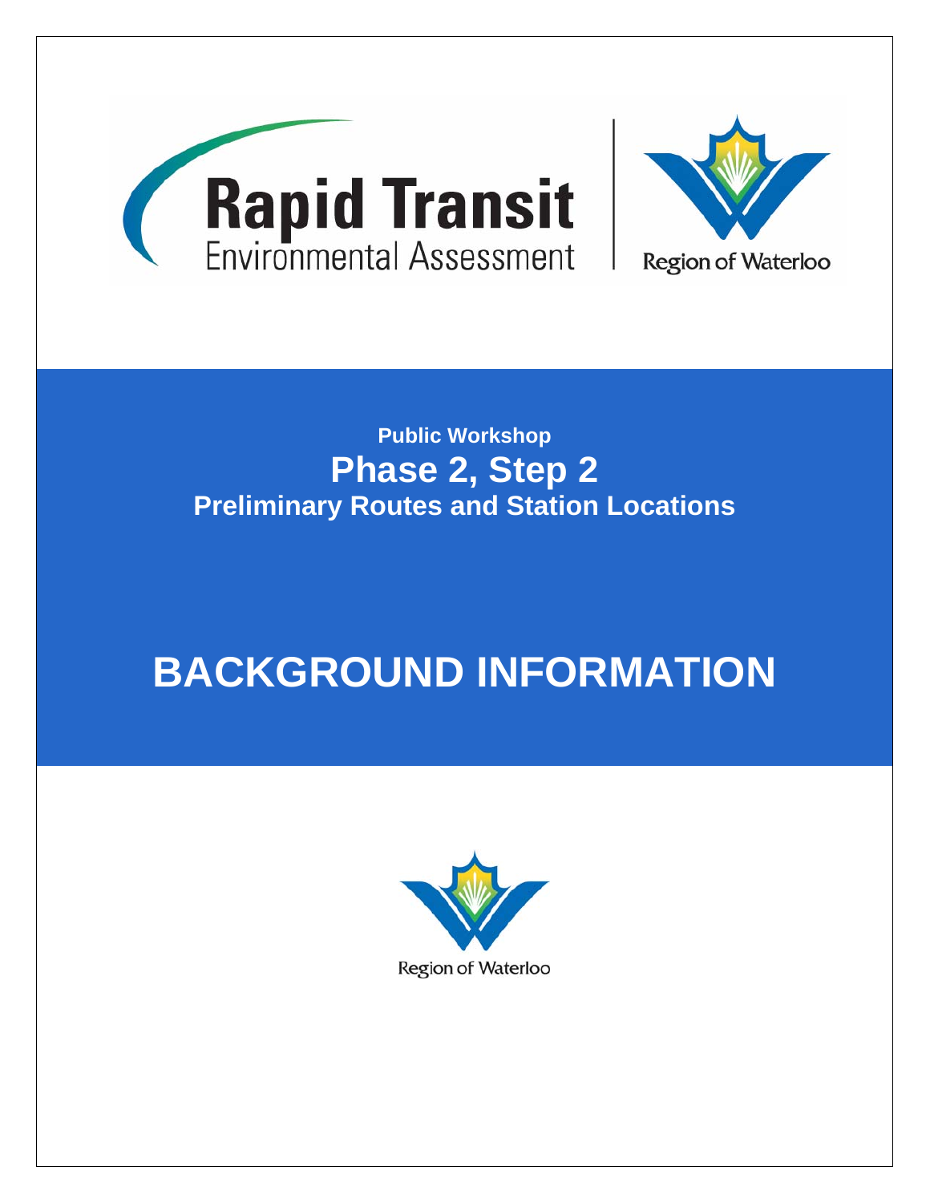Rapid Transit
Environmental Assessment

Region of Waterloo

**Public Workshop**

# Phase 2, Step 2

## Preliminary Routes and Station Locations

# BACKGROUND INFORMATION

Region of Waterloo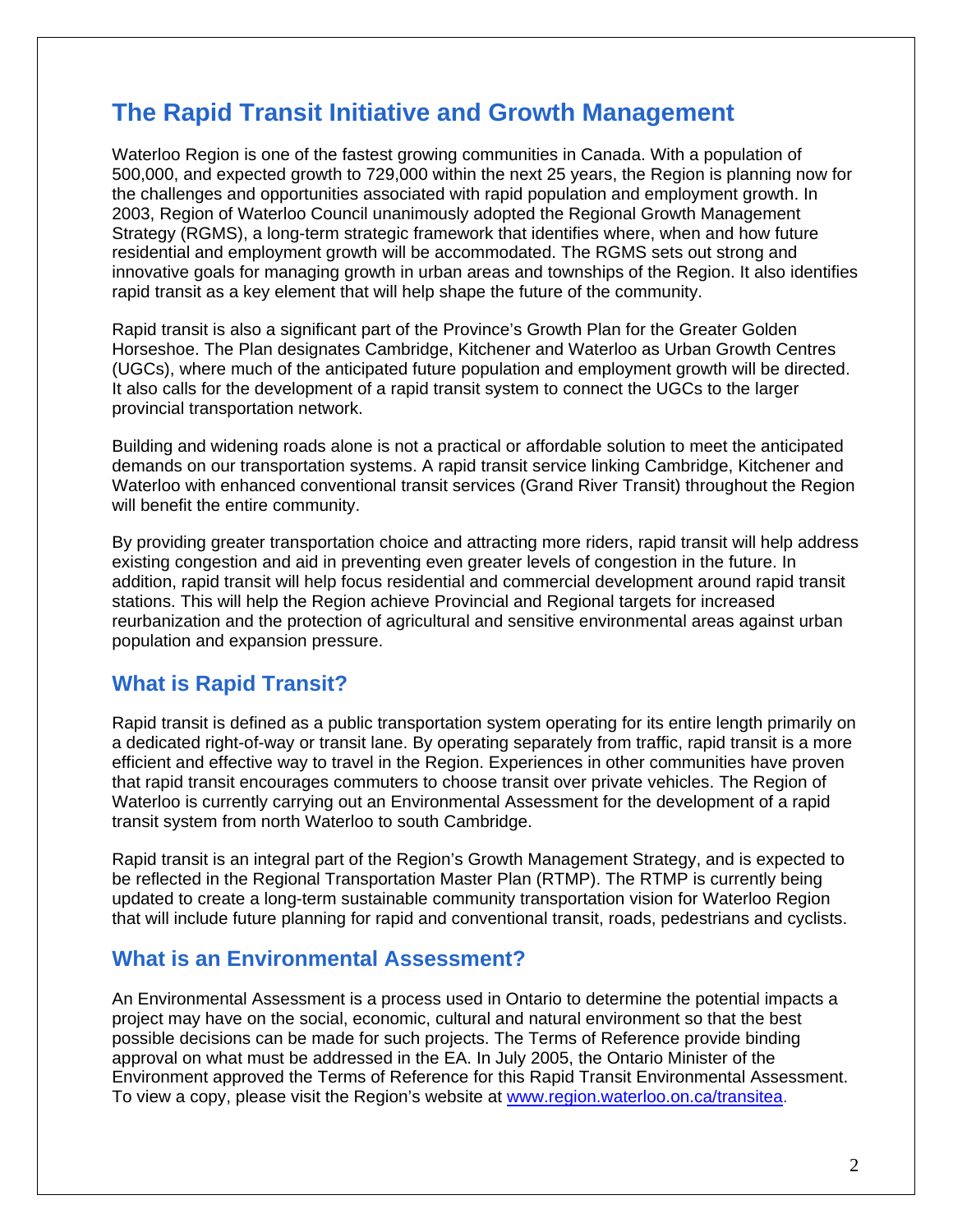# The Rapid Transit Initiative and Growth Management

Waterloo Region is one of the fastest growing communities in Canada. With a population of 500,000, and expected growth to 729,000 within the next 25 years, the Region is planning now for the challenges and opportunities associated with rapid population and employment growth. In 2003, Region of Waterloo Council unanimously adopted the Regional Growth Management Strategy (RGMS), a long-term strategic framework that identifies where, when and how future residential and employment growth will be accommodated. The RGMS sets out strong and innovative goals for managing growth in urban areas and townships of the Region. It also identifies rapid transit as a key element that will help shape the future of the community.

Rapid transit is also a significant part of the Province's Growth Plan for the Greater Golden Horseshoe. The Plan designates Cambridge, Kitchener and Waterloo as Urban Growth Centres (UGCs), where much of the anticipated future population and employment growth will be directed. It also calls for the development of a rapid transit system to connect the UGCs to the larger provincial transportation network.

Building and widening roads alone is not a practical or affordable solution to meet the anticipated demands on our transportation systems. A rapid transit service linking Cambridge, Kitchener and Waterloo with enhanced conventional transit services (Grand River Transit) throughout the Region will benefit the entire community.

By providing greater transportation choice and attracting more riders, rapid transit will help address existing congestion and aid in preventing even greater levels of congestion in the future. In addition, rapid transit will help focus residential and commercial development around rapid transit stations. This will help the Region achieve Provincial and Regional targets for increased reurbanization and the protection of agricultural and sensitive environmental areas against urban population and expansion pressure.

## What is Rapid Transit?

Rapid transit is defined as a public transportation system operating for its entire length primarily on a dedicated right-of-way or transit lane. By operating separately from traffic, rapid transit is a more efficient and effective way to travel in the Region. Experiences in other communities have proven that rapid transit encourages commuters to choose transit over private vehicles. The Region of Waterloo is currently carrying out an Environmental Assessment for the development of a rapid transit system from north Waterloo to south Cambridge.

Rapid transit is an integral part of the Region's Growth Management Strategy, and is expected to be reflected in the Regional Transportation Master Plan (RTMP). The RTMP is currently being updated to create a long-term sustainable community transportation vision for Waterloo Region that will include future planning for rapid and conventional transit, roads, pedestrians and cyclists.

## What is an Environmental Assessment?

An Environmental Assessment is a process used in Ontario to determine the potential impacts a project may have on the social, economic, cultural and natural environment so that the best possible decisions can be made for such projects. The Terms of Reference provide binding approval on what must be addressed in the EA. In July 2005, the Ontario Minister of the Environment approved the Terms of Reference for this Rapid Transit Environmental Assessment. To view a copy, please visit the Region's website at www.region.waterloo.on.ca/transitea.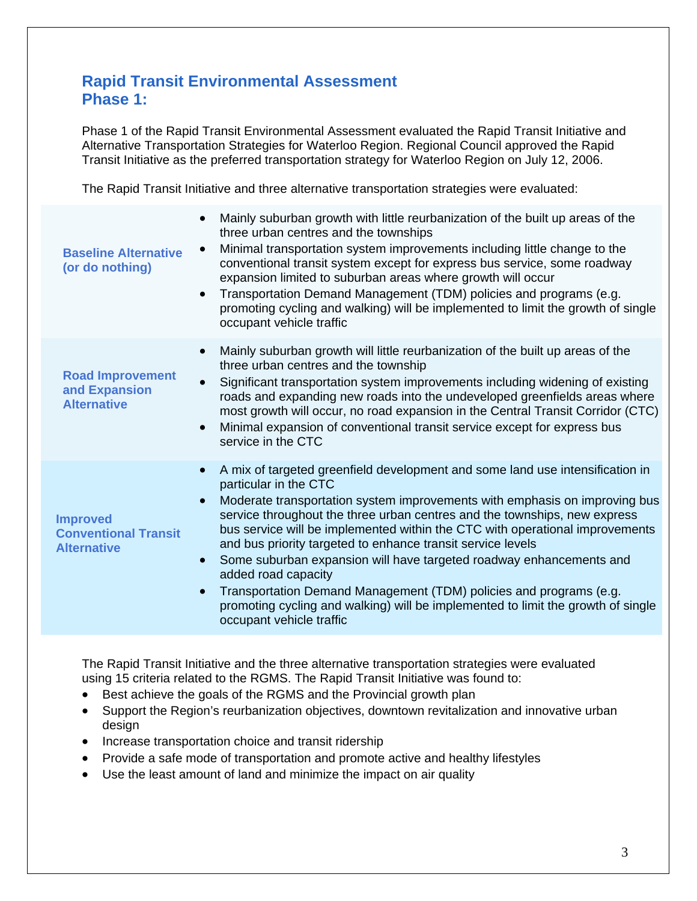## Rapid Transit Environmental Assessment Phase 1:

Phase 1 of the Rapid Transit Environmental Assessment evaluated the Rapid Transit Initiative and Alternative Transportation Strategies for Waterloo Region. Regional Council approved the Rapid Transit Initiative as the preferred transportation strategy for Waterloo Region on July 12, 2006.

The Rapid Transit Initiative and three alternative transportation strategies were evaluated:

| Alternative | Description |
|---|---|
| **Baseline Alternative (or do nothing)** | • Mainly suburban growth with little reurbanization of the built up areas of the three urban centres and the townships<br>• Minimal transportation system improvements including little change to the conventional transit system except for express bus service, some roadway expansion limited to suburban areas where growth will occur<br>• Transportation Demand Management (TDM) policies and programs (e.g. promoting cycling and walking) will be implemented to limit the growth of single occupant vehicle traffic |
| **Road Improvement and Expansion Alternative** | • Mainly suburban growth will little reurbanization of the built up areas of the three urban centres and the township<br>• Significant transportation system improvements including widening of existing roads and expanding new roads into the undeveloped greenfields areas where most growth will occur, no road expansion in the Central Transit Corridor (CTC)<br>• Minimal expansion of conventional transit service except for express bus service in the CTC |
| **Improved Conventional Transit Alternative** | • A mix of targeted greenfield development and some land use intensification in particular in the CTC<br>• Moderate transportation system improvements with emphasis on improving bus service throughout the three urban centres and the townships, new express bus service will be implemented within the CTC with operational improvements and bus priority targeted to enhance transit service levels<br>• Some suburban expansion will have targeted roadway enhancements and added road capacity<br>• Transportation Demand Management (TDM) policies and programs (e.g. promoting cycling and walking) will be implemented to limit the growth of single occupant vehicle traffic |

The Rapid Transit Initiative and the three alternative transportation strategies were evaluated using 15 criteria related to the RGMS. The Rapid Transit Initiative was found to:

- Best achieve the goals of the RGMS and the Provincial growth plan
- Support the Region's reurbanization objectives, downtown revitalization and innovative urban design
- Increase transportation choice and transit ridership
- Provide a safe mode of transportation and promote active and healthy lifestyles
- Use the least amount of land and minimize the impact on air quality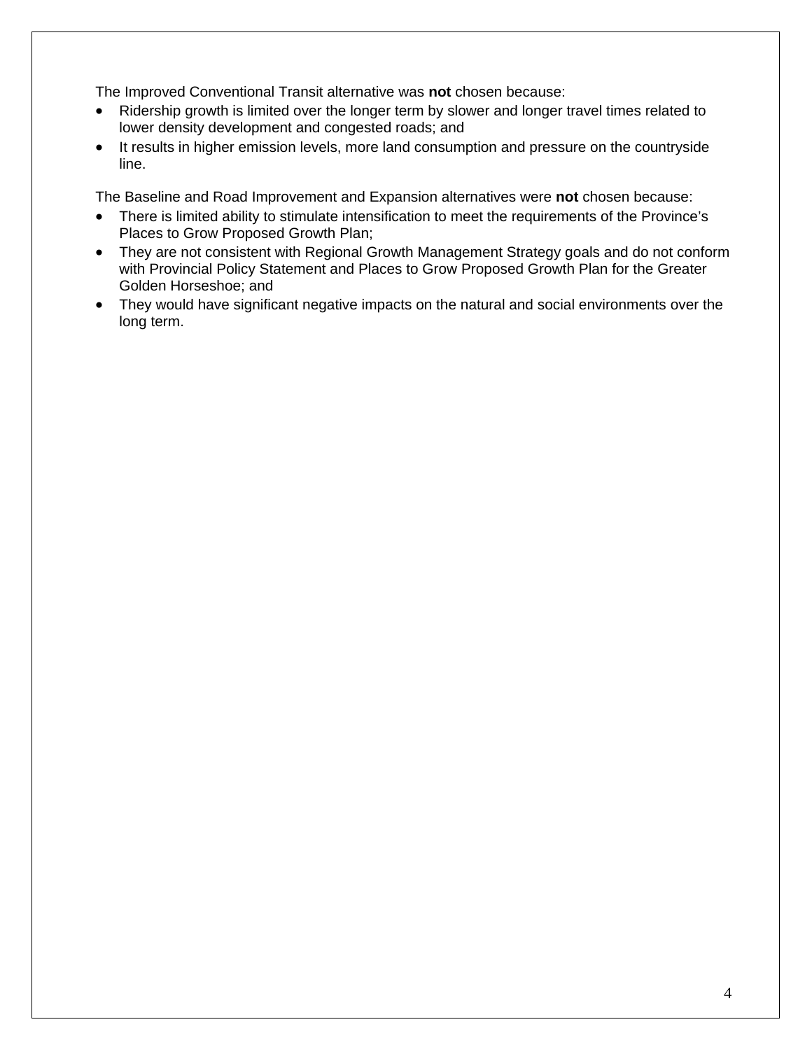The Improved Conventional Transit alternative was **not** chosen because:

- Ridership growth is limited over the longer term by slower and longer travel times related to lower density development and congested roads; and
- It results in higher emission levels, more land consumption and pressure on the countryside line.

The Baseline and Road Improvement and Expansion alternatives were **not** chosen because:

- There is limited ability to stimulate intensification to meet the requirements of the Province's Places to Grow Proposed Growth Plan;
- They are not consistent with Regional Growth Management Strategy goals and do not conform with Provincial Policy Statement and Places to Grow Proposed Growth Plan for the Greater Golden Horseshoe; and
- They would have significant negative impacts on the natural and social environments over the long term.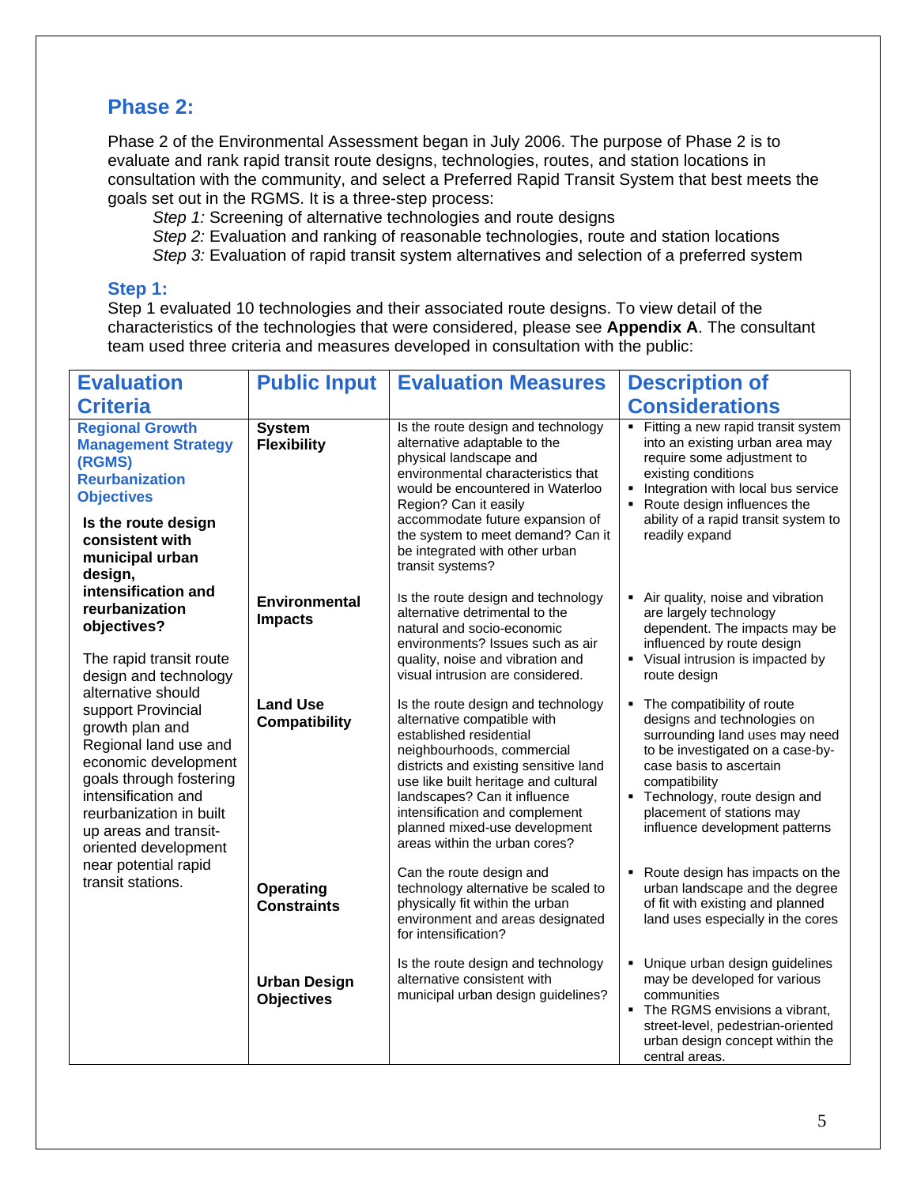## Phase 2:

Phase 2 of the Environmental Assessment began in July 2006. The purpose of Phase 2 is to evaluate and rank rapid transit route designs, technologies, routes, and station locations in consultation with the community, and select a Preferred Rapid Transit System that best meets the goals set out in the RGMS. It is a three-step process:

*Step 1:* Screening of alternative technologies and route designs
*Step 2:* Evaluation and ranking of reasonable technologies, route and station locations
*Step 3:* Evaluation of rapid transit system alternatives and selection of a preferred system

### Step 1:

Step 1 evaluated 10 technologies and their associated route designs. To view detail of the characteristics of the technologies that were considered, please see **Appendix A**. The consultant team used three criteria and measures developed in consultation with the public:

| Evaluation Criteria | Public Input | Evaluation Measures | Description of Considerations |
|---|---|---|---|
| **Regional Growth Management Strategy (RGMS) Reurbanization Objectives**<br><br>**Is the route design consistent with municipal urban design, intensification and reurbanization objectives?**<br><br>The rapid transit route design and technology alternative should support Provincial growth plan and Regional land use and economic development goals through fostering intensification and reurbanization in built up areas and transit-oriented development near potential rapid transit stations. | **System Flexibility** | Is the route design and technology alternative adaptable to the physical landscape and environmental characteristics that would be encountered in Waterloo Region? Can it easily accommodate future expansion of the system to meet demand? Can it be integrated with other urban transit systems? | ▪ Fitting a new rapid transit system into an existing urban area may require some adjustment to existing conditions<br>▪ Integration with local bus service<br>▪ Route design influences the ability of a rapid transit system to readily expand |
| | **Environmental Impacts** | Is the route design and technology alternative detrimental to the natural and socio-economic environments? Issues such as air quality, noise and vibration and visual intrusion are considered. | ▪ Air quality, noise and vibration are largely technology dependent. The impacts may be influenced by route design<br>▪ Visual intrusion is impacted by route design |
| | **Land Use Compatibility** | Is the route design and technology alternative compatible with established residential neighbourhoods, commercial districts and existing sensitive land use like built heritage and cultural landscapes? Can it influence intensification and complement planned mixed-use development areas within the urban cores? | ▪ The compatibility of route designs and technologies on surrounding land uses may need to be investigated on a case-by-case basis to ascertain compatibility<br>▪ Technology, route design and placement of stations may influence development patterns |
| | **Operating Constraints** | Can the route design and technology alternative be scaled to physically fit within the urban environment and areas designated for intensification? | ▪ Route design has impacts on the urban landscape and the degree of fit with existing and planned land uses especially in the cores |
| | **Urban Design Objectives** | Is the route design and technology alternative consistent with municipal urban design guidelines? | ▪ Unique urban design guidelines may be developed for various communities<br>▪ The RGMS envisions a vibrant, street-level, pedestrian-oriented urban design concept within the central areas. |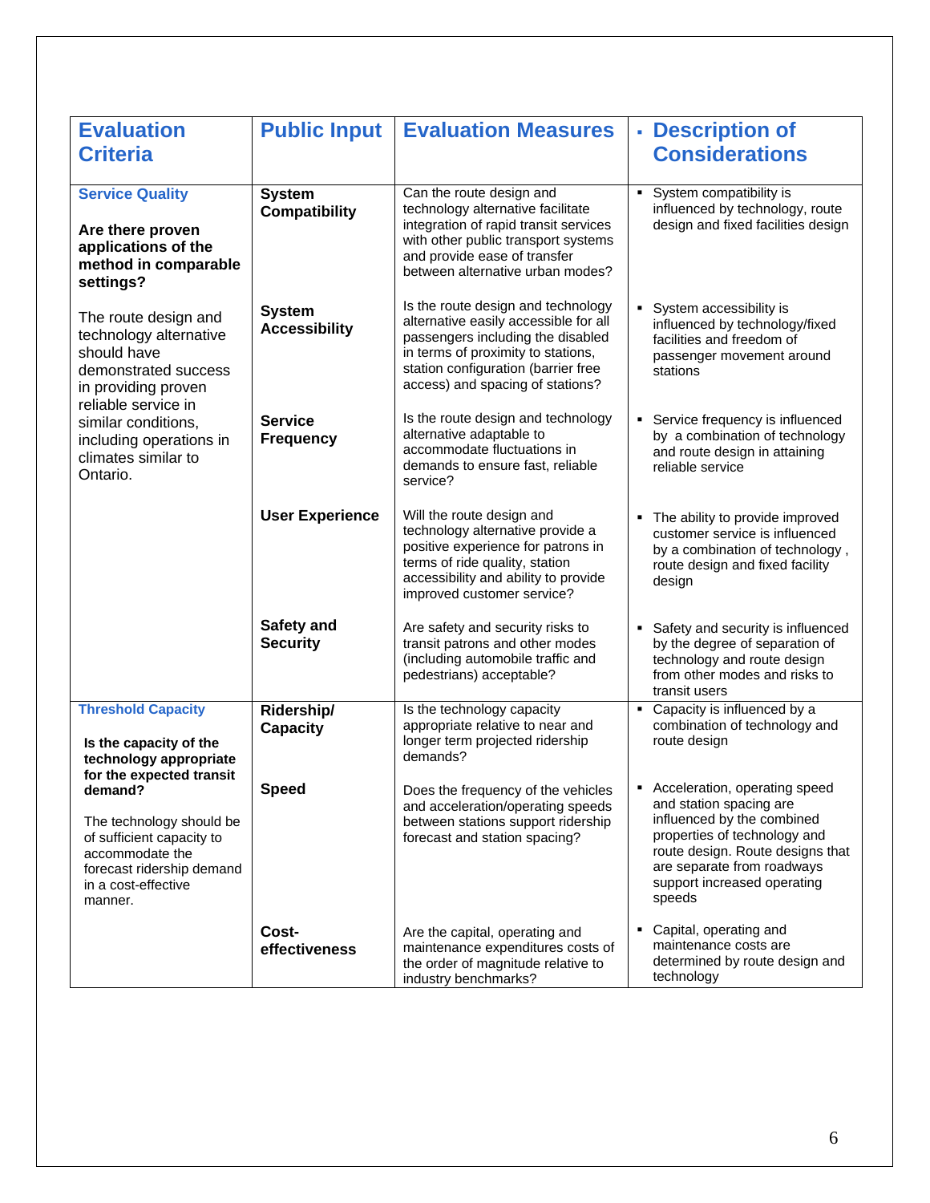| Evaluation Criteria | Public Input | Evaluation Measures | ▪ Description of Considerations |
|---|---|---|---|
| **Service Quality**<br><br>**Are there proven applications of the method in comparable settings?**<br><br>The route design and technology alternative should have demonstrated success in providing proven reliable service in similar conditions, including operations in climates similar to Ontario. | **System Compatibility** | Can the route design and technology alternative facilitate integration of rapid transit services with other public transport systems and provide ease of transfer between alternative urban modes? | ▪ System compatibility is influenced by technology, route design and fixed facilities design |
| | **System Accessibility** | Is the route design and technology alternative easily accessible for all passengers including the disabled in terms of proximity to stations, station configuration (barrier free access) and spacing of stations? | ▪ System accessibility is influenced by technology/fixed facilities and freedom of passenger movement around stations |
| | **Service Frequency** | Is the route design and technology alternative adaptable to accommodate fluctuations in demands to ensure fast, reliable service? | ▪ Service frequency is influenced by a combination of technology and route design in attaining reliable service |
| | **User Experience** | Will the route design and technology alternative provide a positive experience for patrons in terms of ride quality, station accessibility and ability to provide improved customer service? | ▪ The ability to provide improved customer service is influenced by a combination of technology , route design and fixed facility design |
| | **Safety and Security** | Are safety and security risks to transit patrons and other modes (including automobile traffic and pedestrians) acceptable? | ▪ Safety and security is influenced by the degree of separation of technology and route design from other modes and risks to transit users |
| **Threshold Capacity**<br><br>**Is the capacity of the technology appropriate for the expected transit demand?**<br><br>The technology should be of sufficient capacity to accommodate the forecast ridership demand in a cost-effective manner. | **Ridership/ Capacity** | Is the technology capacity appropriate relative to near and longer term projected ridership demands? | ▪ Capacity is influenced by a combination of technology and route design |
| | **Speed** | Does the frequency of the vehicles and acceleration/operating speeds between stations support ridership forecast and station spacing? | ▪ Acceleration, operating speed and station spacing are influenced by the combined properties of technology and route design. Route designs that are separate from roadways support increased operating speeds |
| | **Cost-effectiveness** | Are the capital, operating and maintenance expenditures costs of the order of magnitude relative to industry benchmarks? | ▪ Capital, operating and maintenance costs are determined by route design and technology |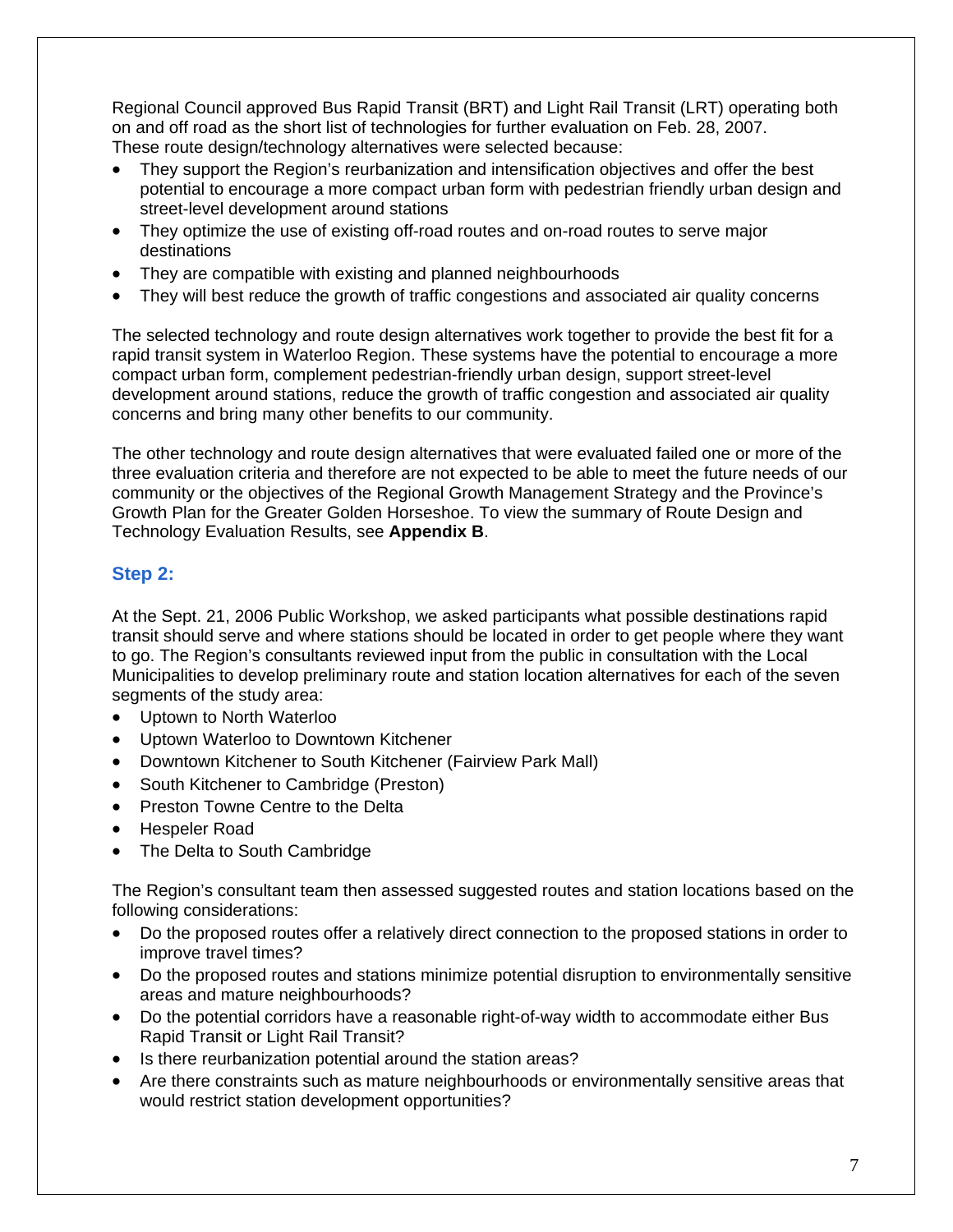Regional Council approved Bus Rapid Transit (BRT) and Light Rail Transit (LRT) operating both on and off road as the short list of technologies for further evaluation on Feb. 28, 2007. These route design/technology alternatives were selected because:

- They support the Region's reurbanization and intensification objectives and offer the best potential to encourage a more compact urban form with pedestrian friendly urban design and street-level development around stations
- They optimize the use of existing off-road routes and on-road routes to serve major destinations
- They are compatible with existing and planned neighbourhoods
- They will best reduce the growth of traffic congestions and associated air quality concerns

The selected technology and route design alternatives work together to provide the best fit for a rapid transit system in Waterloo Region. These systems have the potential to encourage a more compact urban form, complement pedestrian-friendly urban design, support street-level development around stations, reduce the growth of traffic congestion and associated air quality concerns and bring many other benefits to our community.

The other technology and route design alternatives that were evaluated failed one or more of the three evaluation criteria and therefore are not expected to be able to meet the future needs of our community or the objectives of the Regional Growth Management Strategy and the Province's Growth Plan for the Greater Golden Horseshoe. To view the summary of Route Design and Technology Evaluation Results, see **Appendix B**.

### Step 2:

At the Sept. 21, 2006 Public Workshop, we asked participants what possible destinations rapid transit should serve and where stations should be located in order to get people where they want to go. The Region's consultants reviewed input from the public in consultation with the Local Municipalities to develop preliminary route and station location alternatives for each of the seven segments of the study area:

- Uptown to North Waterloo
- Uptown Waterloo to Downtown Kitchener
- Downtown Kitchener to South Kitchener (Fairview Park Mall)
- South Kitchener to Cambridge (Preston)
- Preston Towne Centre to the Delta
- Hespeler Road
- The Delta to South Cambridge

The Region's consultant team then assessed suggested routes and station locations based on the following considerations:

- Do the proposed routes offer a relatively direct connection to the proposed stations in order to improve travel times?
- Do the proposed routes and stations minimize potential disruption to environmentally sensitive areas and mature neighbourhoods?
- Do the potential corridors have a reasonable right-of-way width to accommodate either Bus Rapid Transit or Light Rail Transit?
- Is there reurbanization potential around the station areas?
- Are there constraints such as mature neighbourhoods or environmentally sensitive areas that would restrict station development opportunities?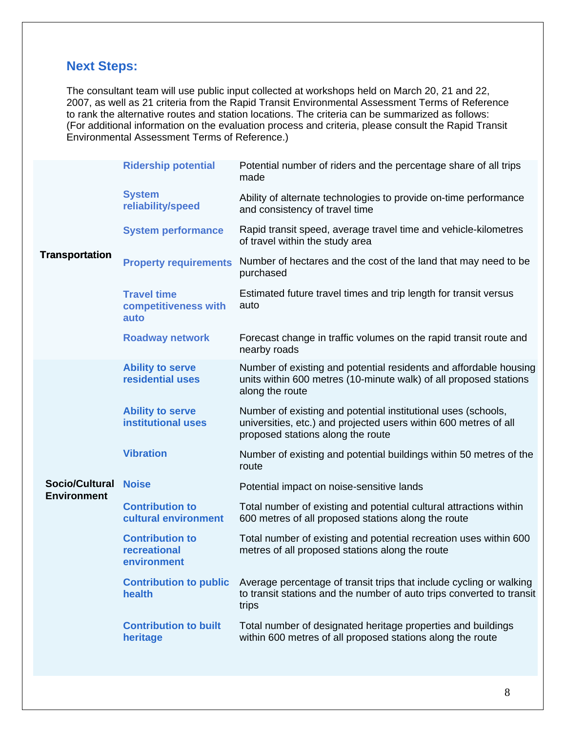## Next Steps:

The consultant team will use public input collected at workshops held on March 20, 21 and 22, 2007, as well as 21 criteria from the Rapid Transit Environmental Assessment Terms of Reference to rank the alternative routes and station locations. The criteria can be summarized as follows: (For additional information on the evaluation process and criteria, please consult the Rapid Transit Environmental Assessment Terms of Reference.)

| Category | Criterion | Description |
|---|---|---|
| **Transportation** | **Ridership potential** | Potential number of riders and the percentage share of all trips made |
| | **System reliability/speed** | Ability of alternate technologies to provide on-time performance and consistency of travel time |
| | **System performance** | Rapid transit speed, average travel time and vehicle-kilometres of travel within the study area |
| | **Property requirements** | Number of hectares and the cost of the land that may need to be purchased |
| | **Travel time competitiveness with auto** | Estimated future travel times and trip length for transit versus auto |
| | **Roadway network** | Forecast change in traffic volumes on the rapid transit route and nearby roads |
| **Socio/Cultural Environment** | **Ability to serve residential uses** | Number of existing and potential residents and affordable housing units within 600 metres (10-minute walk) of all proposed stations along the route |
| | **Ability to serve institutional uses** | Number of existing and potential institutional uses (schools, universities, etc.) and projected users within 600 metres of all proposed stations along the route |
| | **Vibration** | Number of existing and potential buildings within 50 metres of the route |
| | **Noise** | Potential impact on noise-sensitive lands |
| | **Contribution to cultural environment** | Total number of existing and potential cultural attractions within 600 metres of all proposed stations along the route |
| | **Contribution to recreational environment** | Total number of existing and potential recreation uses within 600 metres of all proposed stations along the route |
| | **Contribution to public health** | Average percentage of transit trips that include cycling or walking to transit stations and the number of auto trips converted to transit trips |
| | **Contribution to built heritage** | Total number of designated heritage properties and buildings within 600 metres of all proposed stations along the route |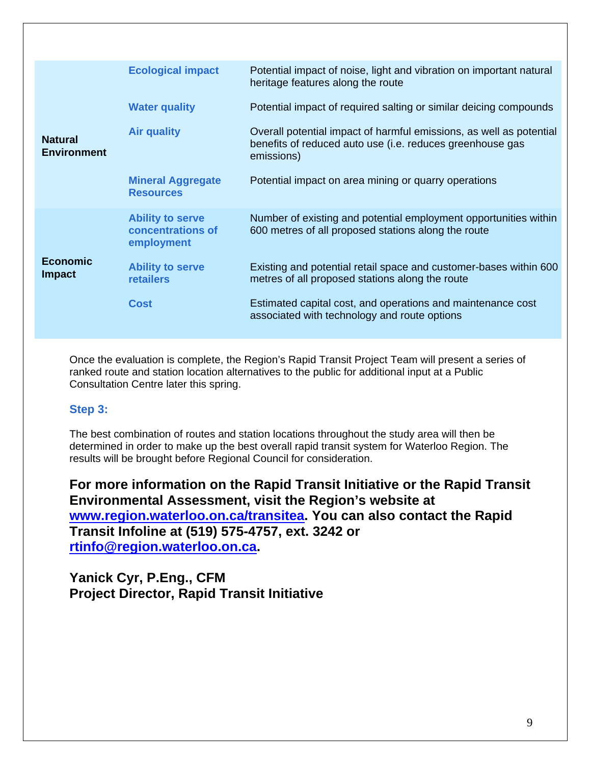| | | |
|---|---|---|
| **Natural Environment** | **Ecological impact** | Potential impact of noise, light and vibration on important natural heritage features along the route |
| | **Water quality** | Potential impact of required salting or similar deicing compounds |
| | **Air quality** | Overall potential impact of harmful emissions, as well as potential benefits of reduced auto use (i.e. reduces greenhouse gas emissions) |
| | **Mineral Aggregate Resources** | Potential impact on area mining or quarry operations |
| **Economic Impact** | **Ability to serve concentrations of employment** | Number of existing and potential employment opportunities within 600 metres of all proposed stations along the route |
| | **Ability to serve retailers** | Existing and potential retail space and customer-bases within 600 metres of all proposed stations along the route |
| | **Cost** | Estimated capital cost, and operations and maintenance cost associated with technology and route options |

Once the evaluation is complete, the Region's Rapid Transit Project Team will present a series of ranked route and station location alternatives to the public for additional input at a Public Consultation Centre later this spring.

### Step 3:

The best combination of routes and station locations throughout the study area will then be determined in order to make up the best overall rapid transit system for Waterloo Region. The results will be brought before Regional Council for consideration.

**For more information on the Rapid Transit Initiative or the Rapid Transit Environmental Assessment, visit the Region's website at [www.region.waterloo.on.ca/transitea](http://www.region.waterloo.on.ca/transitea). You can also contact the Rapid Transit Infoline at (519) 575-4757, ext. 3242 or [rtinfo@region.waterloo.on.ca](mailto:rtinfo@region.waterloo.on.ca).**

**Yanick Cyr, P.Eng., CFM**
**Project Director, Rapid Transit Initiative**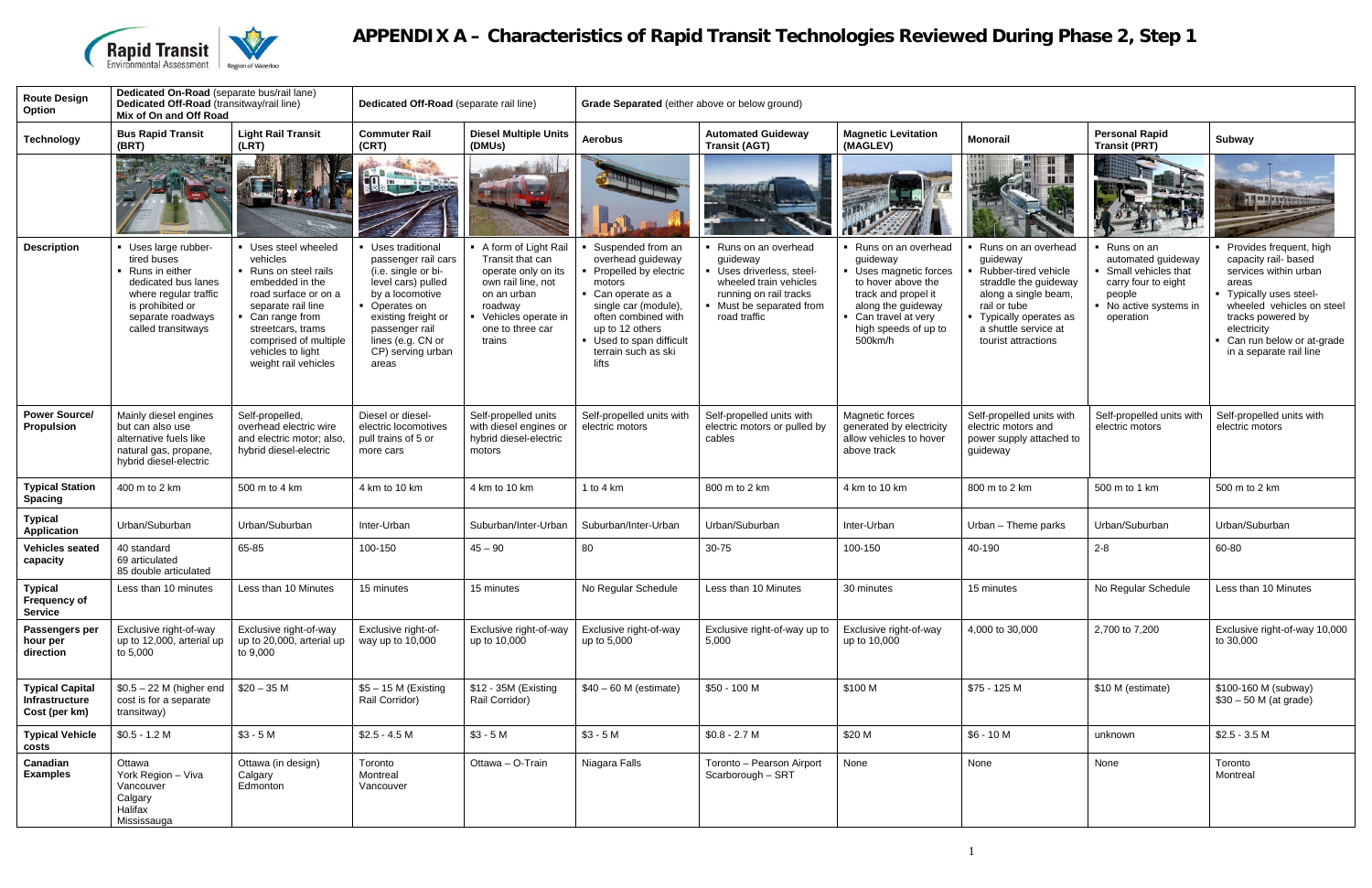# APPENDIX A – Characteristics of Rapid Transit Technologies Reviewed During Phase 2, Step 1

| Route Design Option | Dedicated On-Road (separate bus/rail lane) Dedicated Off-Road (transitway/rail line) Mix of On and Off Road | | Dedicated Off-Road (separate rail line) | | Grade Separated (either above or below ground) | | | | | |
|---|---|---|---|---|---|---|---|---|---|---|
| **Technology** | **Bus Rapid Transit (BRT)** | **Light Rail Transit (LRT)** | **Commuter Rail (CRT)** | **Diesel Multiple Units (DMUs)** | **Aerobus** | **Automated Guideway Transit (AGT)** | **Magnetic Levitation (MAGLEV)** | **Monorail** | **Personal Rapid Transit (PRT)** | **Subway** |
| **Description** | ▪ Uses large rubber-tired buses ▪ Runs in either dedicated bus lanes where regular traffic is prohibited or separate roadways called transitways | ▪ Uses steel wheeled vehicles ▪ Runs on steel rails embedded in the road surface or on a separate rail line ▪ Can range from streetcars, trams comprised of multiple vehicles to light weight rail vehicles | ▪ Uses traditional passenger rail cars (i.e. single or bi-level cars) pulled by a locomotive ▪ Operates on existing freight or passenger rail lines (e.g. CN or CP) serving urban areas | ▪ A form of Light Rail Transit that can operate only on its own rail line, not on an urban roadway ▪ Vehicles operate in one to three car trains | ▪ Suspended from an overhead guideway ▪ Propelled by electric motors ▪ Can operate as a single car (module), often combined with up to 12 others ▪ Used to span difficult terrain such as ski lifts | ▪ Runs on an overhead guideway ▪ Uses driverless, steel-wheeled train vehicles running on rail tracks ▪ Must be separated from road traffic | ▪ Runs on an overhead guideway ▪ Uses magnetic forces to hover above the track and propel it along the guideway ▪ Can travel at very high speeds of up to 500km/h | ▪ Runs on an overhead guideway ▪ Rubber-tired vehicle straddle the guideway along a single beam, rail or tube ▪ Typically operates as a shuttle service at tourist attractions | ▪ Runs on an automated guideway ▪ Small vehicles that carry four to eight people ▪ No active systems in operation | ▪ Provides frequent, high capacity rail- based services within urban areas ▪ Typically uses steel-wheeled vehicles on steel tracks powered by electricity ▪ Can run below or at-grade in a separate rail line |
| **Power Source/ Propulsion** | Mainly diesel engines but can also use alternative fuels like natural gas, propane, hybrid diesel-electric | Self-propelled, overhead electric wire and electric motor; also, hybrid diesel-electric | Diesel or diesel-electric locomotives pull trains of 5 or more cars | Self-propelled units with diesel engines or hybrid diesel-electric motors | Self-propelled units with electric motors | Self-propelled units with electric motors or pulled by cables | Magnetic forces generated by electricity allow vehicles to hover above track | Self-propelled units with electric motors and power supply attached to guideway | Self-propelled units with electric motors | Self-propelled units with electric motors |
| **Typical Station Spacing** | 400 m to 2 km | 500 m to 4 km | 4 km to 10 km | 4 km to 10 km | 1 to 4 km | 800 m to 2 km | 4 km to 10 km | 800 m to 2 km | 500 m to 1 km | 500 m to 2 km |
| **Typical Application** | Urban/Suburban | Urban/Suburban | Inter-Urban | Suburban/Inter-Urban | Suburban/Inter-Urban | Urban/Suburban | Inter-Urban | Urban – Theme parks | Urban/Suburban | Urban/Suburban |
| **Vehicles seated capacity** | 40 standard 69 articulated 85 double articulated | 65-85 | 100-150 | 45 – 90 | 80 | 30-75 | 100-150 | 40-190 | 2-8 | 60-80 |
| **Typical Frequency of Service** | Less than 10 minutes | Less than 10 Minutes | 15 minutes | 15 minutes | No Regular Schedule | Less than 10 Minutes | 30 minutes | 15 minutes | No Regular Schedule | Less than 10 Minutes |
| **Passengers per hour per direction** | Exclusive right-of-way up to 12,000, arterial up to 5,000 | Exclusive right-of-way up to 20,000, arterial up to 9,000 | Exclusive right-of-way up to 10,000 | Exclusive right-of-way up to 10,000 | Exclusive right-of-way up to 5,000 | Exclusive right-of-way up to 5,000 | Exclusive right-of-way up to 10,000 | 4,000 to 30,000 | 2,700 to 7,200 | Exclusive right-of-way 10,000 to 30,000 |
| **Typical Capital Infrastructure Cost (per km)** | $0.5 – 22 M (higher end cost is for a separate transitway) | $20 – 35 M | $5 – 15 M (Existing Rail Corridor) | $12 - 35M (Existing Rail Corridor) | $40 – 60 M (estimate) | $50 - 100 M | $100 M | $75 - 125 M | $10 M (estimate) | $100-160 M (subway) $30 – 50 M (at grade) |
| **Typical Vehicle costs** | $0.5 - 1.2 M | $3 - 5 M | $2.5 - 4.5 M | $3 - 5 M | $3 - 5 M | $0.8 - 2.7 M | $20 M | $6 - 10 M | unknown | $2.5 - 3.5 M |
| **Canadian Examples** | Ottawa York Region – Viva Vancouver Calgary Halifax Mississauga | Ottawa (in design) Calgary Edmonton | Toronto Montreal Vancouver | Ottawa – O-Train | Niagara Falls | Toronto – Pearson Airport Scarborough – SRT | None | None | None | Toronto Montreal |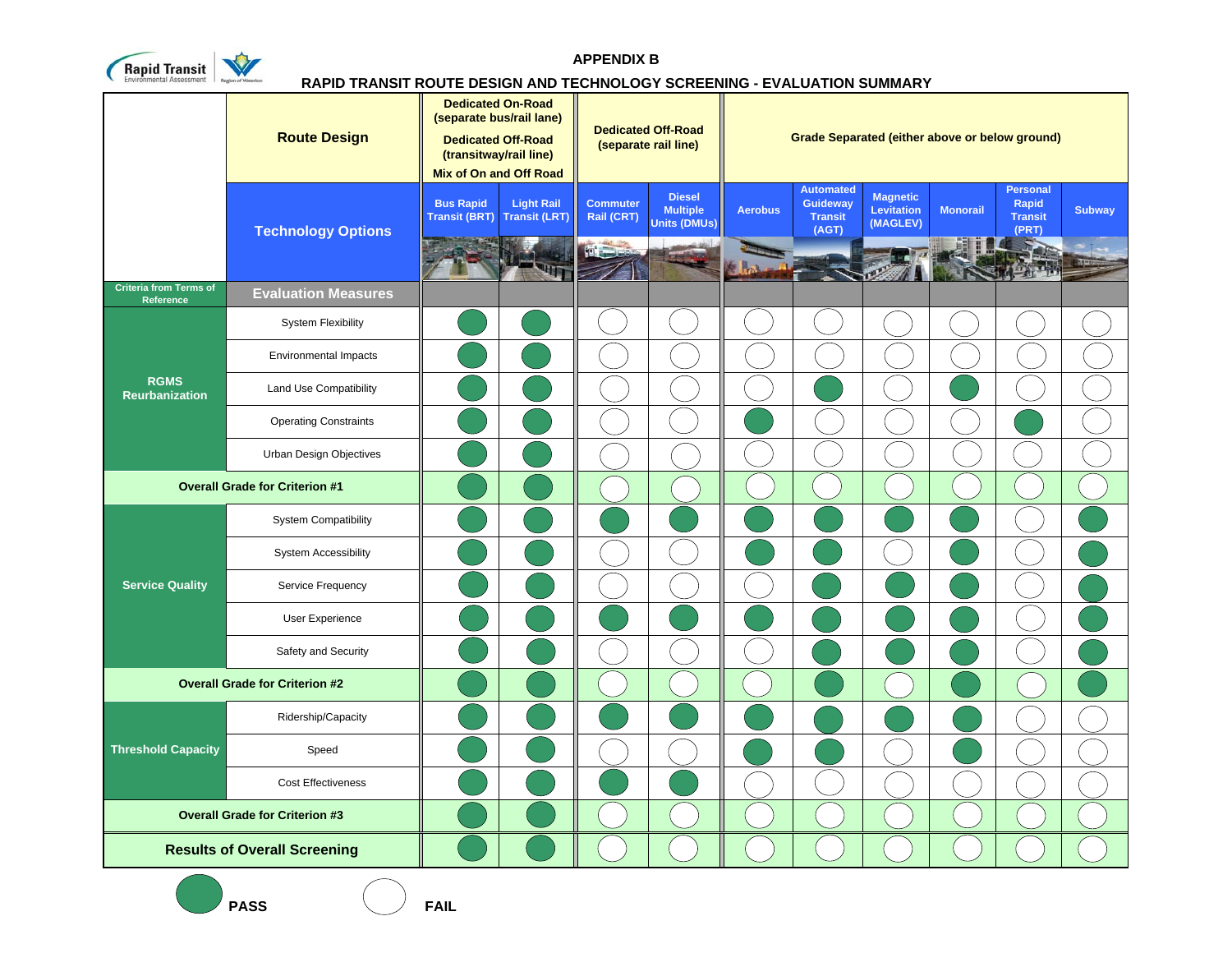# APPENDIX B

## RAPID TRANSIT ROUTE DESIGN AND TECHNOLOGY SCREENING - EVALUATION SUMMARY

| Criteria from Terms of Reference | Route Design | Dedicated On-Road (separate bus/rail lane) Dedicated Off-Road (transitway/rail line) Mix of On and Off Road | | Dedicated Off-Road (separate rail line) | | Grade Separated (either above or below ground) | | | | | |
|---|---|---|---|---|---|---|---|---|---|---|---|
| | **Technology Options** | **Bus Rapid Transit (BRT)** | **Light Rail Transit (LRT)** | **Commuter Rail (CRT)** | **Diesel Multiple Units (DMUs)** | **Aerobus** | **Automated Guideway Transit (AGT)** | **Magnetic Levitation (MAGLEV)** | **Monorail** | **Personal Rapid Transit (PRT)** | **Subway** |
| | **Evaluation Measures** | | | | | | | | | | |
| **RGMS Reurbanization** | System Flexibility | PASS | PASS | FAIL | FAIL | FAIL | FAIL | FAIL | FAIL | FAIL | FAIL |
| | Environmental Impacts | PASS | PASS | FAIL | FAIL | FAIL | FAIL | FAIL | FAIL | FAIL | FAIL |
| | Land Use Compatibility | PASS | PASS | FAIL | FAIL | FAIL | PASS | FAIL | PASS | FAIL | FAIL |
| | Operating Constraints | PASS | PASS | FAIL | FAIL | PASS | FAIL | FAIL | FAIL | PASS | FAIL |
| | Urban Design Objectives | PASS | PASS | FAIL | FAIL | FAIL | FAIL | FAIL | FAIL | FAIL | FAIL |
| **Overall Grade for Criterion #1** | | PASS | PASS | FAIL | FAIL | FAIL | FAIL | FAIL | FAIL | FAIL | FAIL |
| **Service Quality** | System Compatibility | PASS | PASS | PASS | PASS | PASS | PASS | PASS | PASS | FAIL | PASS |
| | System Accessibility | PASS | PASS | FAIL | FAIL | PASS | PASS | FAIL | PASS | FAIL | PASS |
| | Service Frequency | PASS | PASS | FAIL | FAIL | FAIL | PASS | PASS | PASS | FAIL | PASS |
| | User Experience | PASS | PASS | PASS | PASS | PASS | PASS | PASS | PASS | FAIL | PASS |
| | Safety and Security | PASS | PASS | FAIL | FAIL | FAIL | PASS | PASS | PASS | FAIL | PASS |
| **Overall Grade for Criterion #2** | | PASS | PASS | FAIL | FAIL | FAIL | PASS | FAIL | PASS | FAIL | PASS |
| **Threshold Capacity** | Ridership/Capacity | PASS | PASS | PASS | PASS | PASS | PASS | PASS | PASS | FAIL | FAIL |
| | Speed | PASS | PASS | FAIL | FAIL | PASS | PASS | FAIL | PASS | FAIL | FAIL |
| | Cost Effectiveness | PASS | PASS | PASS | PASS | FAIL | FAIL | FAIL | FAIL | FAIL | FAIL |
| **Overall Grade for Criterion #3** | | PASS | PASS | FAIL | FAIL | FAIL | FAIL | FAIL | FAIL | FAIL | FAIL |
| **Results of Overall Screening** | | PASS | PASS | FAIL | FAIL | FAIL | FAIL | FAIL | FAIL | FAIL | FAIL |

PASS (filled circle) FAIL (empty circle)